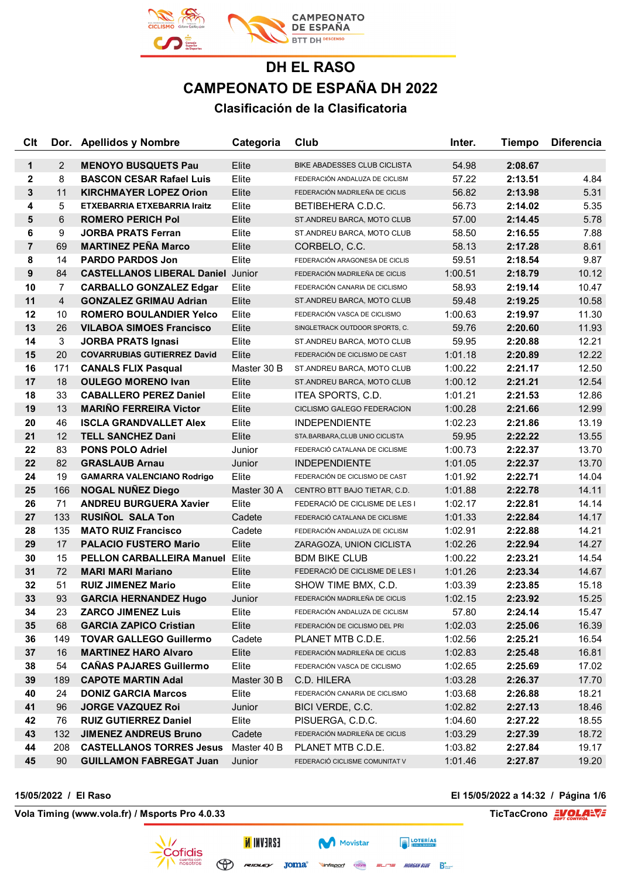# DH EL RASO

# CAMPEONATO DE ESPAÑA DH 2022

### Clasificación de la Clasificatoria

| Clt | Dor. | Apellidos y Nombre | Categoria | Club | Inter. | Tiempo | Diferencia |
|---|---|---|---|---|---|---|---|
| 1 | 2 | **MENOYO BUSQUETS Pau** | Elite | BIKE ABADESSES CLUB CICLISTA | 54.98 | **2:08.67** | |
| 2 | 8 | **BASCON CESAR Rafael Luis** | Elite | FEDERACIÓN ANDALUZA DE CICLISM | 57.22 | **2:13.51** | 4.84 |
| 3 | 11 | **KIRCHMAYER LOPEZ Orion** | Elite | FEDERACIÓN MADRILEÑA DE CICLIS | 56.82 | **2:13.98** | 5.31 |
| 4 | 5 | **ETXEBARRIA ETXEBARRIA Iraitz** | Elite | BETIBEHERA C.D.C. | 56.73 | **2:14.02** | 5.35 |
| 5 | 6 | **ROMERO PERICH Pol** | Elite | ST.ANDREU BARCA, MOTO CLUB | 57.00 | **2:14.45** | 5.78 |
| 6 | 9 | **JORBA PRATS Ferran** | Elite | ST.ANDREU BARCA, MOTO CLUB | 58.50 | **2:16.55** | 7.88 |
| 7 | 69 | **MARTINEZ PEÑA Marco** | Elite | CORBELO, C.C. | 58.13 | **2:17.28** | 8.61 |
| 8 | 14 | **PARDO PARDOS Jon** | Elite | FEDERACIÓN ARAGONESA DE CICLIS | 59.51 | **2:18.54** | 9.87 |
| 9 | 84 | **CASTELLANOS LIBERAL Daniel** | Junior | FEDERACIÓN MADRILEÑA DE CICLIS | 1:00.51 | **2:18.79** | 10.12 |
| 10 | 7 | **CARBALLO GONZALEZ Edgar** | Elite | FEDERACIÓN CANARIA DE CICLISMO | 58.93 | **2:19.14** | 10.47 |
| 11 | 4 | **GONZALEZ GRIMAU Adrian** | Elite | ST.ANDREU BARCA, MOTO CLUB | 59.48 | **2:19.25** | 10.58 |
| 12 | 10 | **ROMERO BOULANDER Yelco** | Elite | FEDERACIÓN VASCA DE CICLISMO | 1:00.63 | **2:19.97** | 11.30 |
| 13 | 26 | **VILABOA SIMOES Francisco** | Elite | SINGLETRACK OUTDOOR SPORTS, C. | 59.76 | **2:20.60** | 11.93 |
| 14 | 3 | **JORBA PRATS Ignasi** | Elite | ST.ANDREU BARCA, MOTO CLUB | 59.95 | **2:20.88** | 12.21 |
| 15 | 20 | **COVARRUBIAS GUTIERREZ David** | Elite | FEDERACIÓN DE CICLISMO DE CAST | 1:01.18 | **2:20.89** | 12.22 |
| 16 | 171 | **CANALS FLIX Pasqual** | Master 30 B | ST.ANDREU BARCA, MOTO CLUB | 1:00.22 | **2:21.17** | 12.50 |
| 17 | 18 | **OULEGO MORENO Ivan** | Elite | ST.ANDREU BARCA, MOTO CLUB | 1:00.12 | **2:21.21** | 12.54 |
| 18 | 33 | **CABALLERO PEREZ Daniel** | Elite | ITEA SPORTS, C.D. | 1:01.21 | **2:21.53** | 12.86 |
| 19 | 13 | **MARIÑO FERREIRA Victor** | Elite | CICLISMO GALEGO FEDERACION | 1:00.28 | **2:21.66** | 12.99 |
| 20 | 46 | **ISCLA GRANDVALLET Alex** | Elite | INDEPENDIENTE | 1:02.23 | **2:21.86** | 13.19 |
| 21 | 12 | **TELL SANCHEZ Dani** | Elite | STA.BARBARA,CLUB UNIO CICLISTA | 59.95 | **2:22.22** | 13.55 |
| 22 | 83 | **PONS POLO Adriel** | Junior | FEDERACIÓ CATALANA DE CICLISME | 1:00.73 | **2:22.37** | 13.70 |
| 22 | 82 | **GRASLAUB Arnau** | Junior | INDEPENDIENTE | 1:01.05 | **2:22.37** | 13.70 |
| 24 | 19 | **GAMARRA VALENCIANO Rodrigo** | Elite | FEDERACIÓN DE CICLISMO DE CAST | 1:01.92 | **2:22.71** | 14.04 |
| 25 | 166 | **NOGAL NUÑEZ Diego** | Master 30 A | CENTRO BTT BAJO TIETAR, C.D. | 1:01.88 | **2:22.78** | 14.11 |
| 26 | 71 | **ANDREU BURGUERA Xavier** | Elite | FEDERACIÓ DE CICLISME DE LES I | 1:02.17 | **2:22.81** | 14.14 |
| 27 | 133 | **RUSIÑOL SALA Ton** | Cadete | FEDERACIÓ CATALANA DE CICLISME | 1:01.33 | **2:22.84** | 14.17 |
| 28 | 135 | **MATO RUIZ Francisco** | Cadete | FEDERACIÓN ANDALUZA DE CICLISM | 1:02.91 | **2:22.88** | 14.21 |
| 29 | 17 | **PALACIO FUSTERO Mario** | Elite | ZARAGOZA, UNION CICLISTA | 1:02.26 | **2:22.94** | 14.27 |
| 30 | 15 | **PELLON CARBALLEIRA Manuel** | Elite | BDM BIKE CLUB | 1:00.22 | **2:23.21** | 14.54 |
| 31 | 72 | **MARI MARI Mariano** | Elite | FEDERACIÓ DE CICLISME DE LES I | 1:01.26 | **2:23.34** | 14.67 |
| 32 | 51 | **RUIZ JIMENEZ Mario** | Elite | SHOW TIME BMX, C.D. | 1:03.39 | **2:23.85** | 15.18 |
| 33 | 93 | **GARCIA HERNANDEZ Hugo** | Junior | FEDERACIÓN MADRILEÑA DE CICLIS | 1:02.15 | **2:23.92** | 15.25 |
| 34 | 23 | **ZARCO JIMENEZ Luis** | Elite | FEDERACIÓN ANDALUZA DE CICLISM | 57.80 | **2:24.14** | 15.47 |
| 35 | 68 | **GARCIA ZAPICO Cristian** | Elite | FEDERACIÓN DE CICLISMO DEL PRI | 1:02.03 | **2:25.06** | 16.39 |
| 36 | 149 | **TOVAR GALLEGO Guillermo** | Cadete | PLANET MTB C.D.E. | 1:02.56 | **2:25.21** | 16.54 |
| 37 | 16 | **MARTINEZ HARO Alvaro** | Elite | FEDERACIÓN MADRILEÑA DE CICLIS | 1:02.83 | **2:25.48** | 16.81 |
| 38 | 54 | **CAÑAS PAJARES Guillermo** | Elite | FEDERACIÓN VASCA DE CICLISMO | 1:02.65 | **2:25.69** | 17.02 |
| 39 | 189 | **CAPOTE MARTIN Adal** | Master 30 B | C.D. HILERA | 1:03.28 | **2:26.37** | 17.70 |
| 40 | 24 | **DONIZ GARCIA Marcos** | Elite | FEDERACIÓN CANARIA DE CICLISMO | 1:03.68 | **2:26.88** | 18.21 |
| 41 | 96 | **JORGE VAZQUEZ Roi** | Junior | BICI VERDE, C.C. | 1:02.82 | **2:27.13** | 18.46 |
| 42 | 76 | **RUIZ GUTIERREZ Daniel** | Elite | PISUERGA, C.D.C. | 1:04.60 | **2:27.22** | 18.55 |
| 43 | 132 | **JIMENEZ ANDREUS Bruno** | Cadete | FEDERACIÓN MADRILEÑA DE CICLIS | 1:03.29 | **2:27.39** | 18.72 |
| 44 | 208 | **CASTELLANOS TORRES Jesus** | Master 40 B | PLANET MTB C.D.E. | 1:03.82 | **2:27.84** | 19.17 |
| 45 | 90 | **GUILLAMON FABREGAT Juan** | Junior | FEDERACIÓ CICLISME COMUNITAT V | 1:01.46 | **2:27.87** | 19.20 |

**15/05/2022 / El Raso** — **El 15/05/2022 a 14:32**

**Vola Timing (www.vola.fr) / Msports Pro 4.0.33** — **TicTacCrono**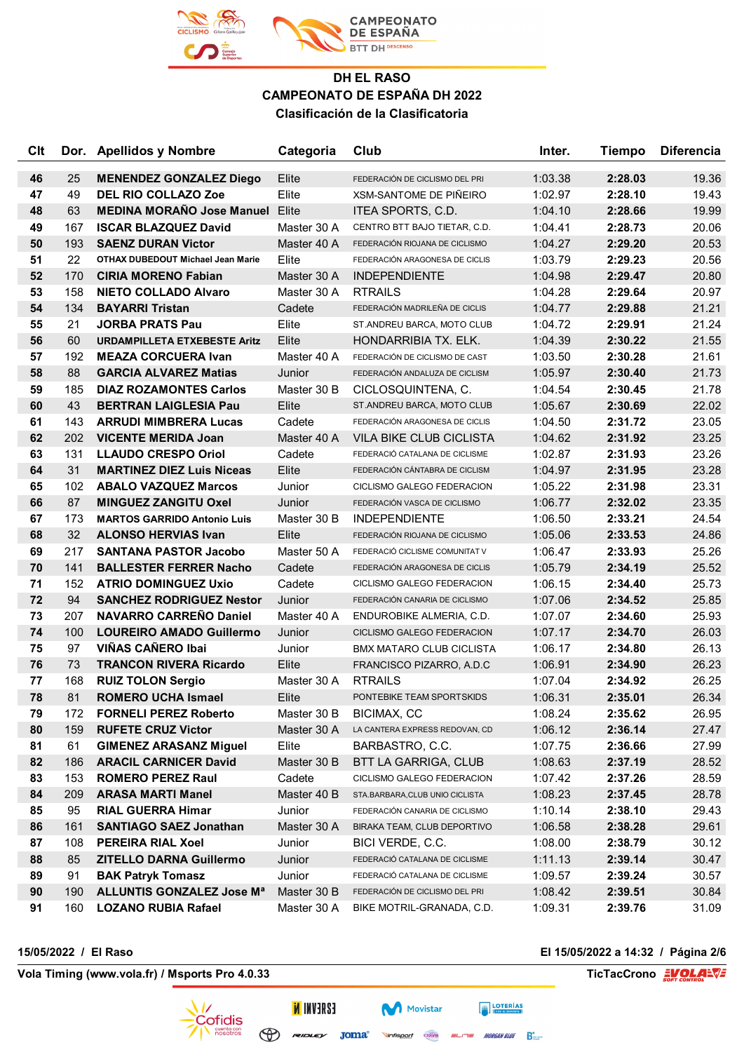## DH EL RASO
## CAMPEONATO DE ESPAÑA DH 2022
### Clasificación de la Clasificatoria

| Clt | Dor. | Apellidos y Nombre | Categoria | Club | Inter. | Tiempo | Diferencia |
|---|---|---|---|---|---|---|---|
| **46** | 25 | **MENENDEZ GONZALEZ Diego** | Elite | FEDERACIÓN DE CICLISMO DEL PRI | 1:03.38 | **2:28.03** | 19.36 |
| **47** | 49 | **DEL RIO COLLAZO Zoe** | Elite | XSM-SANTOME DE PIÑEIRO | 1:02.97 | **2:28.10** | 19.43 |
| **48** | 63 | **MEDINA MORAÑO Jose Manuel** | Elite | ITEA SPORTS, C.D. | 1:04.10 | **2:28.66** | 19.99 |
| **49** | 167 | **ISCAR BLAZQUEZ David** | Master 30 A | CENTRO BTT BAJO TIETAR, C.D. | 1:04.41 | **2:28.73** | 20.06 |
| **50** | 193 | **SAENZ DURAN Victor** | Master 40 A | FEDERACIÓN RIOJANA DE CICLISMO | 1:04.27 | **2:29.20** | 20.53 |
| **51** | 22 | **OTHAX DUBEDOUT Michael Jean Marie** | Elite | FEDERACIÓN ARAGONESA DE CICLIS | 1:03.79 | **2:29.23** | 20.56 |
| **52** | 170 | **CIRIA MORENO Fabian** | Master 30 A | INDEPENDIENTE | 1:04.98 | **2:29.47** | 20.80 |
| **53** | 158 | **NIETO COLLADO Alvaro** | Master 30 A | RTRAILS | 1:04.28 | **2:29.64** | 20.97 |
| **54** | 134 | **BAYARRI Tristan** | Cadete | FEDERACIÓN MADRILEÑA DE CICLIS | 1:04.77 | **2:29.88** | 21.21 |
| **55** | 21 | **JORBA PRATS Pau** | Elite | ST.ANDREU BARCA, MOTO CLUB | 1:04.72 | **2:29.91** | 21.24 |
| **56** | 60 | **URDAMPILLETA ETXEBESTE Aritz** | Elite | HONDARRIBIA TX. ELK. | 1:04.39 | **2:30.22** | 21.55 |
| **57** | 192 | **MEAZA CORCUERA Ivan** | Master 40 A | FEDERACIÓN DE CICLISMO DE CAST | 1:03.50 | **2:30.28** | 21.61 |
| **58** | 88 | **GARCIA ALVAREZ Matias** | Junior | FEDERACIÓN ANDALUZA DE CICLISM | 1:05.97 | **2:30.40** | 21.73 |
| **59** | 185 | **DIAZ ROZAMONTES Carlos** | Master 30 B | CICLOSQUINTENA, C. | 1:04.54 | **2:30.45** | 21.78 |
| **60** | 43 | **BERTRAN LAIGLESIA Pau** | Elite | ST.ANDREU BARCA, MOTO CLUB | 1:05.67 | **2:30.69** | 22.02 |
| **61** | 143 | **ARRUDI MIMBRERA Lucas** | Cadete | FEDERACIÓN ARAGONESA DE CICLIS | 1:04.50 | **2:31.72** | 23.05 |
| **62** | 202 | **VICENTE MERIDA Joan** | Master 40 A | VILA BIKE CLUB CICLISTA | 1:04.62 | **2:31.92** | 23.25 |
| **63** | 131 | **LLAUDO CRESPO Oriol** | Cadete | FEDERACIÓ CATALANA DE CICLISME | 1:02.87 | **2:31.93** | 23.26 |
| **64** | 31 | **MARTINEZ DIEZ Luis Niceas** | Elite | FEDERACIÓN CÁNTABRA DE CICLISM | 1:04.97 | **2:31.95** | 23.28 |
| **65** | 102 | **ABALO VAZQUEZ Marcos** | Junior | CICLISMO GALEGO FEDERACION | 1:05.22 | **2:31.98** | 23.31 |
| **66** | 87 | **MINGUEZ ZANGITU Oxel** | Junior | FEDERACIÓN VASCA DE CICLISMO | 1:06.77 | **2:32.02** | 23.35 |
| **67** | 173 | **MARTOS GARRIDO Antonio Luis** | Master 30 B | INDEPENDIENTE | 1:06.50 | **2:33.21** | 24.54 |
| **68** | 32 | **ALONSO HERVIAS Ivan** | Elite | FEDERACIÓN RIOJANA DE CICLISMO | 1:05.06 | **2:33.53** | 24.86 |
| **69** | 217 | **SANTANA PASTOR Jacobo** | Master 50 A | FEDERACIÓ CICLISME COMUNITAT V | 1:06.47 | **2:33.93** | 25.26 |
| **70** | 141 | **BALLESTER FERRER Nacho** | Cadete | FEDERACIÓN ARAGONESA DE CICLIS | 1:05.79 | **2:34.19** | 25.52 |
| **71** | 152 | **ATRIO DOMINGUEZ Uxio** | Cadete | CICLISMO GALEGO FEDERACION | 1:06.15 | **2:34.40** | 25.73 |
| **72** | 94 | **SANCHEZ RODRIGUEZ Nestor** | Junior | FEDERACIÓN CANARIA DE CICLISMO | 1:07.06 | **2:34.52** | 25.85 |
| **73** | 207 | **NAVARRO CARREÑO Daniel** | Master 40 A | ENDUROBIKE ALMERIA, C.D. | 1:07.07 | **2:34.60** | 25.93 |
| **74** | 100 | **LOUREIRO AMADO Guillermo** | Junior | CICLISMO GALEGO FEDERACION | 1:07.17 | **2:34.70** | 26.03 |
| **75** | 97 | **VIÑAS CAÑERO Ibai** | Junior | BMX MATARO CLUB CICLISTA | 1:06.17 | **2:34.80** | 26.13 |
| **76** | 73 | **TRANCON RIVERA Ricardo** | Elite | FRANCISCO PIZARRO, A.D.C | 1:06.91 | **2:34.90** | 26.23 |
| **77** | 168 | **RUIZ TOLON Sergio** | Master 30 A | RTRAILS | 1:07.04 | **2:34.92** | 26.25 |
| **78** | 81 | **ROMERO UCHA Ismael** | Elite | PONTEBIKE TEAM SPORTSKIDS | 1:06.31 | **2:35.01** | 26.34 |
| **79** | 172 | **FORNELI PEREZ Roberto** | Master 30 B | BICIMAX, CC | 1:08.24 | **2:35.62** | 26.95 |
| **80** | 159 | **RUFETE CRUZ Victor** | Master 30 A | LA CANTERA EXPRESS REDOVAN, CD | 1:06.12 | **2:36.14** | 27.47 |
| **81** | 61 | **GIMENEZ ARASANZ Miguel** | Elite | BARBASTRO, C.C. | 1:07.75 | **2:36.66** | 27.99 |
| **82** | 186 | **ARACIL CARNICER David** | Master 30 B | BTT LA GARRIGA, CLUB | 1:08.63 | **2:37.19** | 28.52 |
| **83** | 153 | **ROMERO PEREZ Raul** | Cadete | CICLISMO GALEGO FEDERACION | 1:07.42 | **2:37.26** | 28.59 |
| **84** | 209 | **ARASA MARTI Manel** | Master 40 B | STA.BARBARA,CLUB UNIO CICLISTA | 1:08.23 | **2:37.45** | 28.78 |
| **85** | 95 | **RIAL GUERRA Himar** | Junior | FEDERACIÓN CANARIA DE CICLISMO | 1:10.14 | **2:38.10** | 29.43 |
| **86** | 161 | **SANTIAGO SAEZ Jonathan** | Master 30 A | BIRAKA TEAM, CLUB DEPORTIVO | 1:06.58 | **2:38.28** | 29.61 |
| **87** | 108 | **PEREIRA RIAL Xoel** | Junior | BICI VERDE, C.C. | 1:08.00 | **2:38.79** | 30.12 |
| **88** | 85 | **ZITELLO DARNA Guillermo** | Junior | FEDERACIÓ CATALANA DE CICLISME | 1:11.13 | **2:39.14** | 30.47 |
| **89** | 91 | **BAK Patryk Tomasz** | Junior | FEDERACIÓ CATALANA DE CICLISME | 1:09.57 | **2:39.24** | 30.57 |
| **90** | 190 | **ALLUNTIS GONZALEZ Jose Mª** | Master 30 B | FEDERACIÓN DE CICLISMO DEL PRI | 1:08.42 | **2:39.51** | 30.84 |
| **91** | 160 | **LOZANO RUBIA Rafael** | Master 30 A | BIKE MOTRIL-GRANADA, C.D. | 1:09.31 | **2:39.76** | 31.09 |

**15/05/2022 / El Raso** — **El 15/05/2022 a 14:32**

**Vola Timing (www.vola.fr) / Msports Pro 4.0.33** — **TicTacCrono**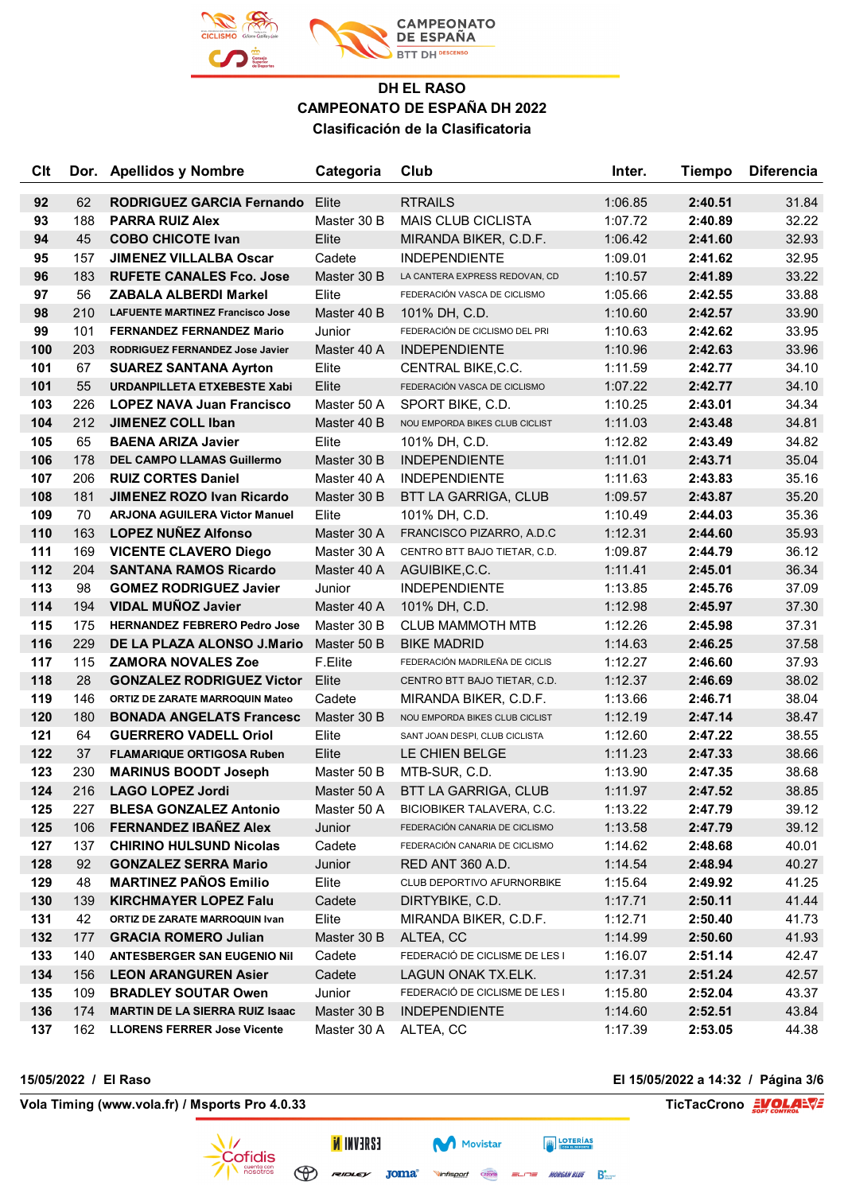**DH EL RASO**
**CAMPEONATO DE ESPAÑA DH 2022**
**Clasificación de la Clasificatoria**

| Clt | Dor. | Apellidos y Nombre | Categoria | Club | Inter. | Tiempo | Diferencia |
|---|---|---|---|---|---|---|---|
| 92 | 62 | RODRIGUEZ GARCIA Fernando | Elite | RTRAILS | 1:06.85 | 2:40.51 | 31.84 |
| 93 | 188 | PARRA RUIZ Alex | Master 30 B | MAIS CLUB CICLISTA | 1:07.72 | 2:40.89 | 32.22 |
| 94 | 45 | COBO CHICOTE Ivan | Elite | MIRANDA BIKER, C.D.F. | 1:06.42 | 2:41.60 | 32.93 |
| 95 | 157 | JIMENEZ VILLALBA Oscar | Cadete | INDEPENDIENTE | 1:09.01 | 2:41.62 | 32.95 |
| 96 | 183 | RUFETE CANALES Fco. Jose | Master 30 B | LA CANTERA EXPRESS REDOVAN, CD | 1:10.57 | 2:41.89 | 33.22 |
| 97 | 56 | ZABALA ALBERDI Markel | Elite | FEDERACIÓN VASCA DE CICLISMO | 1:05.66 | 2:42.55 | 33.88 |
| 98 | 210 | LAFUERTE MARTINEZ Francisco Jose | Master 40 B | 101% DH, C.D. | 1:10.60 | 2:42.57 | 33.90 |
| 99 | 101 | FERNANDEZ FERNANDEZ Mario | Junior | FEDERACIÓN DE CICLISMO DEL PRI | 1:10.63 | 2:42.62 | 33.95 |
| 100 | 203 | RODRIGUEZ FERNANDEZ Jose Javier | Master 40 A | INDEPENDIENTE | 1:10.96 | 2:42.63 | 33.96 |
| 101 | 67 | SUAREZ SANTANA Ayrton | Elite | CENTRAL BIKE,C.C. | 1:11.59 | 2:42.77 | 34.10 |
| 101 | 55 | URDANPILLETA ETXEBESTE Xabi | Elite | FEDERACIÓN VASCA DE CICLISMO | 1:07.22 | 2:42.77 | 34.10 |
| 103 | 226 | LOPEZ NAVA Juan Francisco | Master 50 A | SPORT BIKE, C.D. | 1:10.25 | 2:43.01 | 34.34 |
| 104 | 212 | JIMENEZ COLL Iban | Master 40 B | NOU EMPORDA BIKES CLUB CICLIST | 1:11.03 | 2:43.48 | 34.81 |
| 105 | 65 | BAENA ARIZA Javier | Elite | 101% DH, C.D. | 1:12.82 | 2:43.49 | 34.82 |
| 106 | 178 | DEL CAMPO LLAMAS Guillermo | Master 30 B | INDEPENDIENTE | 1:11.01 | 2:43.71 | 35.04 |
| 107 | 206 | RUIZ CORTES Daniel | Master 40 A | INDEPENDIENTE | 1:11.63 | 2:43.83 | 35.16 |
| 108 | 181 | JIMENEZ ROZO Ivan Ricardo | Master 30 B | BTT LA GARRIGA, CLUB | 1:09.57 | 2:43.87 | 35.20 |
| 109 | 70 | ARJONA AGUILERA Victor Manuel | Elite | 101% DH, C.D. | 1:10.49 | 2:44.03 | 35.36 |
| 110 | 163 | LOPEZ NUÑEZ Alfonso | Master 30 A | FRANCISCO PIZARRO, A.D.C | 1:12.31 | 2:44.60 | 35.93 |
| 111 | 169 | VICENTE CLAVERO Diego | Master 30 A | CENTRO BTT BAJO TIETAR, C.D. | 1:09.87 | 2:44.79 | 36.12 |
| 112 | 204 | SANTANA RAMOS Ricardo | Master 40 A | AGUIBIKE,C.C. | 1:11.41 | 2:45.01 | 36.34 |
| 113 | 98 | GOMEZ RODRIGUEZ Javier | Junior | INDEPENDIENTE | 1:13.85 | 2:45.76 | 37.09 |
| 114 | 194 | VIDAL MUÑOZ Javier | Master 40 A | 101% DH, C.D. | 1:12.98 | 2:45.97 | 37.30 |
| 115 | 175 | HERNANDEZ FEBRERO Pedro Jose | Master 30 B | CLUB MAMMOTH MTB | 1:12.26 | 2:45.98 | 37.31 |
| 116 | 229 | DE LA PLAZA ALONSO J.Mario | Master 50 B | BIKE MADRID | 1:14.63 | 2:46.25 | 37.58 |
| 117 | 115 | ZAMORA NOVALES Zoe | F.Elite | FEDERACIÓN MADRILEÑA DE CICLIS | 1:12.27 | 2:46.60 | 37.93 |
| 118 | 28 | GONZALEZ RODRIGUEZ Victor | Elite | CENTRO BTT BAJO TIETAR, C.D. | 1:12.37 | 2:46.69 | 38.02 |
| 119 | 146 | ORTIZ DE ZARATE MARROQUIN Mateo | Cadete | MIRANDA BIKER, C.D.F. | 1:13.66 | 2:46.71 | 38.04 |
| 120 | 180 | BONADA ANGELATS Francesc | Master 30 B | NOU EMPORDA BIKES CLUB CICLIST | 1:12.19 | 2:47.14 | 38.47 |
| 121 | 64 | GUERRERO VADELL Oriol | Elite | SANT JOAN DESPI, CLUB CICLISTA | 1:12.60 | 2:47.22 | 38.55 |
| 122 | 37 | FLAMARIQUE ORTIGOSA Ruben | Elite | LE CHIEN BELGE | 1:11.23 | 2:47.33 | 38.66 |
| 123 | 230 | MARINUS BOODT Joseph | Master 50 B | MTB-SUR, C.D. | 1:13.90 | 2:47.35 | 38.68 |
| 124 | 216 | LAGO LOPEZ Jordi | Master 50 A | BTT LA GARRIGA, CLUB | 1:11.97 | 2:47.52 | 38.85 |
| 125 | 227 | BLESA GONZALEZ Antonio | Master 50 A | BICIOBIKER TALAVERA, C.C. | 1:13.22 | 2:47.79 | 39.12 |
| 125 | 106 | FERNANDEZ IBAÑEZ Alex | Junior | FEDERACIÓN CANARIA DE CICLISMO | 1:13.58 | 2:47.79 | 39.12 |
| 127 | 137 | CHIRINO HULSUND Nicolas | Cadete | FEDERACIÓN CANARIA DE CICLISMO | 1:14.62 | 2:48.68 | 40.01 |
| 128 | 92 | GONZALEZ SERRA Mario | Junior | RED ANT 360 A.D. | 1:14.54 | 2:48.94 | 40.27 |
| 129 | 48 | MARTINEZ PAÑOS Emilio | Elite | CLUB DEPORTIVO AFURNORBIKE | 1:15.64 | 2:49.92 | 41.25 |
| 130 | 139 | KIRCHMAYER LOPEZ Falu | Cadete | DIRTYBIKE, C.D. | 1:17.71 | 2:50.11 | 41.44 |
| 131 | 42 | ORTIZ DE ZARATE MARROQUIN Ivan | Elite | MIRANDA BIKER, C.D.F. | 1:12.71 | 2:50.40 | 41.73 |
| 132 | 177 | GRACIA ROMERO Julian | Master 30 B | ALTEA, CC | 1:14.99 | 2:50.60 | 41.93 |
| 133 | 140 | ANTESBERGER SAN EUGENIO Nil | Cadete | FEDERACIÓ DE CICLISME DE LES I | 1:16.07 | 2:51.14 | 42.47 |
| 134 | 156 | LEON ARANGUREN Asier | Cadete | LAGUN ONAK TX.ELK. | 1:17.31 | 2:51.24 | 42.57 |
| 135 | 109 | BRADLEY SOUTAR Owen | Junior | FEDERACIÓ DE CICLISME DE LES I | 1:15.80 | 2:52.04 | 43.37 |
| 136 | 174 | MARTIN DE LA SIERRA RUIZ Isaac | Master 30 B | INDEPENDIENTE | 1:14.60 | 2:52.51 | 43.84 |
| 137 | 162 | LLORENS FERRER Jose Vicente | Master 30 A | ALTEA, CC | 1:17.39 | 2:53.05 | 44.38 |

15/05/2022 / El Raso — El 15/05/2022 a 14:32

Vola Timing (www.vola.fr) / Msports Pro 4.0.33 — TicTacCrono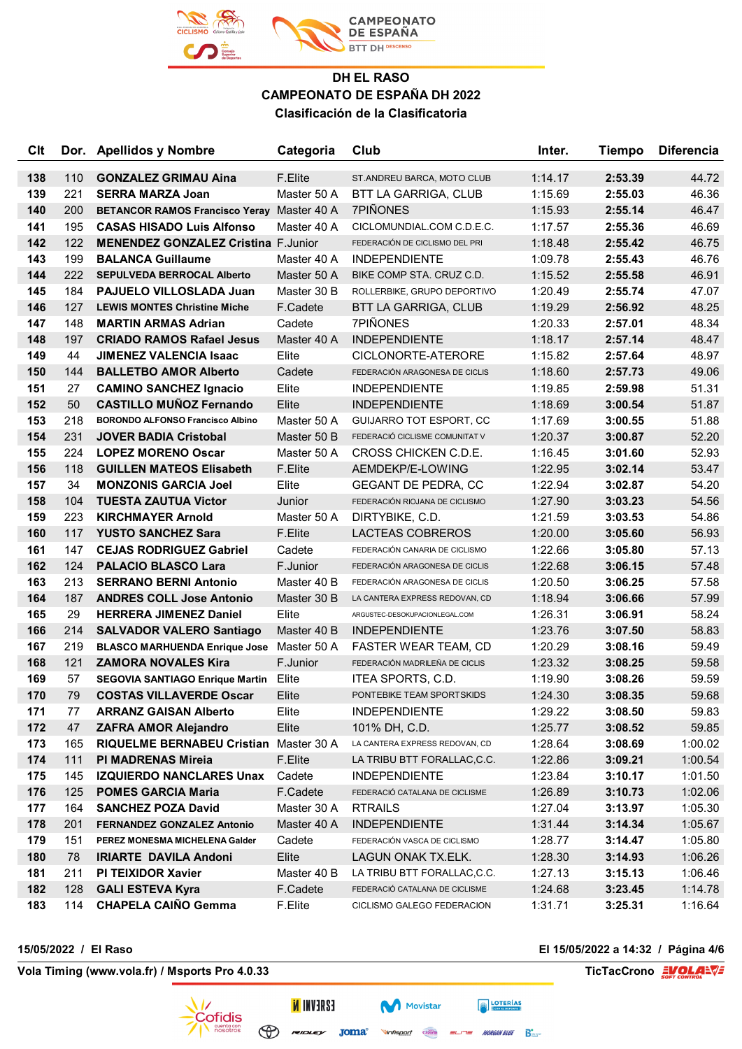# DH EL RASO
## CAMPEONATO DE ESPAÑA DH 2022
### Clasificación de la Clasificatoria

| Clt | Dor. | Apellidos y Nombre | Categoria | Club | Inter. | Tiempo | Diferencia |
|---|---|---|---|---|---|---|---|
| 138 | 110 | **GONZALEZ GRIMAU Aina** | F.Elite | ST.ANDREU BARCA, MOTO CLUB | 1:14.17 | **2:53.39** | 44.72 |
| 139 | 221 | **SERRA MARZA Joan** | Master 50 A | BTT LA GARRIGA, CLUB | 1:15.69 | **2:55.03** | 46.36 |
| 140 | 200 | **BETANCOR RAMOS Francisco Yeray** | Master 40 A | 7PIÑONES | 1:15.93 | **2:55.14** | 46.47 |
| 141 | 195 | **CASAS HISADO Luis Alfonso** | Master 40 A | CICLOMUNDIAL.COM C.D.E.C. | 1:17.57 | **2:55.36** | 46.69 |
| 142 | 122 | **MENENDEZ GONZALEZ Cristina** | F.Junior | FEDERACIÓN DE CICLISMO DEL PRI | 1:18.48 | **2:55.42** | 46.75 |
| 143 | 199 | **BALANCA Guillaume** | Master 40 A | INDEPENDIENTE | 1:09.78 | **2:55.43** | 46.76 |
| 144 | 222 | **SEPULVEDA BERROCAL Alberto** | Master 50 A | BIKE COMP STA. CRUZ C.D. | 1:15.52 | **2:55.58** | 46.91 |
| 145 | 184 | **PAJUELO VILLOSLADA Juan** | Master 30 B | ROLLERBIKE, GRUPO DEPORTIVO | 1:20.49 | **2:55.74** | 47.07 |
| 146 | 127 | **LEWIS MONTES Christine Miche** | F.Cadete | BTT LA GARRIGA, CLUB | 1:19.29 | **2:56.92** | 48.25 |
| 147 | 148 | **MARTIN ARMAS Adrian** | Cadete | 7PIÑONES | 1:20.33 | **2:57.01** | 48.34 |
| 148 | 197 | **CRIADO RAMOS Rafael Jesus** | Master 40 A | INDEPENDIENTE | 1:18.17 | **2:57.14** | 48.47 |
| 149 | 44 | **JIMENEZ VALENCIA Isaac** | Elite | CICLONORTE-ATERORE | 1:15.82 | **2:57.64** | 48.97 |
| 150 | 144 | **BALLETBO AMOR Alberto** | Cadete | FEDERACIÓN ARAGONESA DE CICLIS | 1:18.60 | **2:57.73** | 49.06 |
| 151 | 27 | **CAMINO SANCHEZ Ignacio** | Elite | INDEPENDIENTE | 1:19.85 | **2:59.98** | 51.31 |
| 152 | 50 | **CASTILLO MUÑOZ Fernando** | Elite | INDEPENDIENTE | 1:18.69 | **3:00.54** | 51.87 |
| 153 | 218 | **BORONDO ALFONSO Francisco Albino** | Master 50 A | GUIJARRO TOT ESPORT, CC | 1:17.69 | **3:00.55** | 51.88 |
| 154 | 231 | **JOVER BADIA Cristobal** | Master 50 B | FEDERACIÓ CICLISME COMUNITAT V | 1:20.37 | **3:00.87** | 52.20 |
| 155 | 224 | **LOPEZ MORENO Oscar** | Master 50 A | CROSS CHICKEN C.D.E. | 1:16.45 | **3:01.60** | 52.93 |
| 156 | 118 | **GUILLEN MATEOS Elisabeth** | F.Elite | AEMDEKP/E-LOWING | 1:22.95 | **3:02.14** | 53.47 |
| 157 | 34 | **MONZONIS GARCIA Joel** | Elite | GEGANT DE PEDRA, CC | 1:22.94 | **3:02.87** | 54.20 |
| 158 | 104 | **TUESTA ZAUTUA Victor** | Junior | FEDERACIÓN RIOJANA DE CICLISMO | 1:27.90 | **3:03.23** | 54.56 |
| 159 | 223 | **KIRCHMAYER Arnold** | Master 50 A | DIRTYBIKE, C.D. | 1:21.59 | **3:03.53** | 54.86 |
| 160 | 117 | **YUSTO SANCHEZ Sara** | F.Elite | LACTEAS COBREROS | 1:20.00 | **3:05.60** | 56.93 |
| 161 | 147 | **CEJAS RODRIGUEZ Gabriel** | Cadete | FEDERACIÓN CANARIA DE CICLISMO | 1:22.66 | **3:05.80** | 57.13 |
| 162 | 124 | **PALACIO BLASCO Lara** | F.Junior | FEDERACIÓN ARAGONESA DE CICLIS | 1:22.68 | **3:06.15** | 57.48 |
| 163 | 213 | **SERRANO BERNI Antonio** | Master 40 B | FEDERACIÓN ARAGONESA DE CICLIS | 1:20.50 | **3:06.25** | 57.58 |
| 164 | 187 | **ANDRES COLL Jose Antonio** | Master 30 B | LA CANTERA EXPRESS REDOVAN, CD | 1:18.94 | **3:06.66** | 57.99 |
| 165 | 29 | **HERRERA JIMENEZ Daniel** | Elite | ARGUSTEC-DESOKUPACIONLEGAL.COM | 1:26.31 | **3:06.91** | 58.24 |
| 166 | 214 | **SALVADOR VALERO Santiago** | Master 40 B | INDEPENDIENTE | 1:23.76 | **3:07.50** | 58.83 |
| 167 | 219 | **BLASCO MARHUENDA Enrique Jose** | Master 50 A | FASTER WEAR TEAM, CD | 1:20.29 | **3:08.16** | 59.49 |
| 168 | 121 | **ZAMORA NOVALES Kira** | F.Junior | FEDERACIÓN MADRILEÑA DE CICLIS | 1:23.32 | **3:08.25** | 59.58 |
| 169 | 57 | **SEGOVIA SANTIAGO Enrique Martin** | Elite | ITEA SPORTS, C.D. | 1:19.90 | **3:08.26** | 59.59 |
| 170 | 79 | **COSTAS VILLAVERDE Oscar** | Elite | PONTEBIKE TEAM SPORTSKIDS | 1:24.30 | **3:08.35** | 59.68 |
| 171 | 77 | **ARRANZ GAISAN Alberto** | Elite | INDEPENDIENTE | 1:29.22 | **3:08.50** | 59.83 |
| 172 | 47 | **ZAFRA AMOR Alejandro** | Elite | 101% DH, C.D. | 1:25.77 | **3:08.52** | 59.85 |
| 173 | 165 | **RIQUELME BERNABEU Cristian** | Master 30 A | LA CANTERA EXPRESS REDOVAN, CD | 1:28.64 | **3:08.69** | 1:00.02 |
| 174 | 111 | **PI MADRENAS Mireia** | F.Elite | LA TRIBU BTT FORALLAC,C.C. | 1:22.86 | **3:09.21** | 1:00.54 |
| 175 | 145 | **IZQUIERDO NANCLARES Unax** | Cadete | INDEPENDIENTE | 1:23.84 | **3:10.17** | 1:01.50 |
| 176 | 125 | **POMES GARCIA Maria** | F.Cadete | FEDERACIÓ CATALANA DE CICLISME | 1:26.89 | **3:10.73** | 1:02.06 |
| 177 | 164 | **SANCHEZ POZA David** | Master 30 A | RTRAILS | 1:27.04 | **3:13.97** | 1:05.30 |
| 178 | 201 | **FERNANDEZ GONZALEZ Antonio** | Master 40 A | INDEPENDIENTE | 1:31.44 | **3:14.34** | 1:05.67 |
| 179 | 151 | **PEREZ MONESMA MICHELENA Galder** | Cadete | FEDERACIÓN VASCA DE CICLISMO | 1:28.77 | **3:14.47** | 1:05.80 |
| 180 | 78 | **IRIARTE DAVILA Andoni** | Elite | LAGUN ONAK TX.ELK. | 1:28.30 | **3:14.93** | 1:06.26 |
| 181 | 211 | **PI TEIXIDOR Xavier** | Master 40 B | LA TRIBU BTT FORALLAC,C.C. | 1:27.13 | **3:15.13** | 1:06.46 |
| 182 | 128 | **GALI ESTEVA Kyra** | F.Cadete | FEDERACIÓ CATALANA DE CICLISME | 1:24.68 | **3:23.45** | 1:14.78 |
| 183 | 114 | **CHAPELA CAIÑO Gemma** | F.Elite | CICLISMO GALEGO FEDERACION | 1:31.71 | **3:25.31** | 1:16.64 |

**15/05/2022 / El Raso** — **El 15/05/2022 a 14:32**

**Vola Timing (www.vola.fr) / Msports Pro 4.0.33** — **TicTacCrono**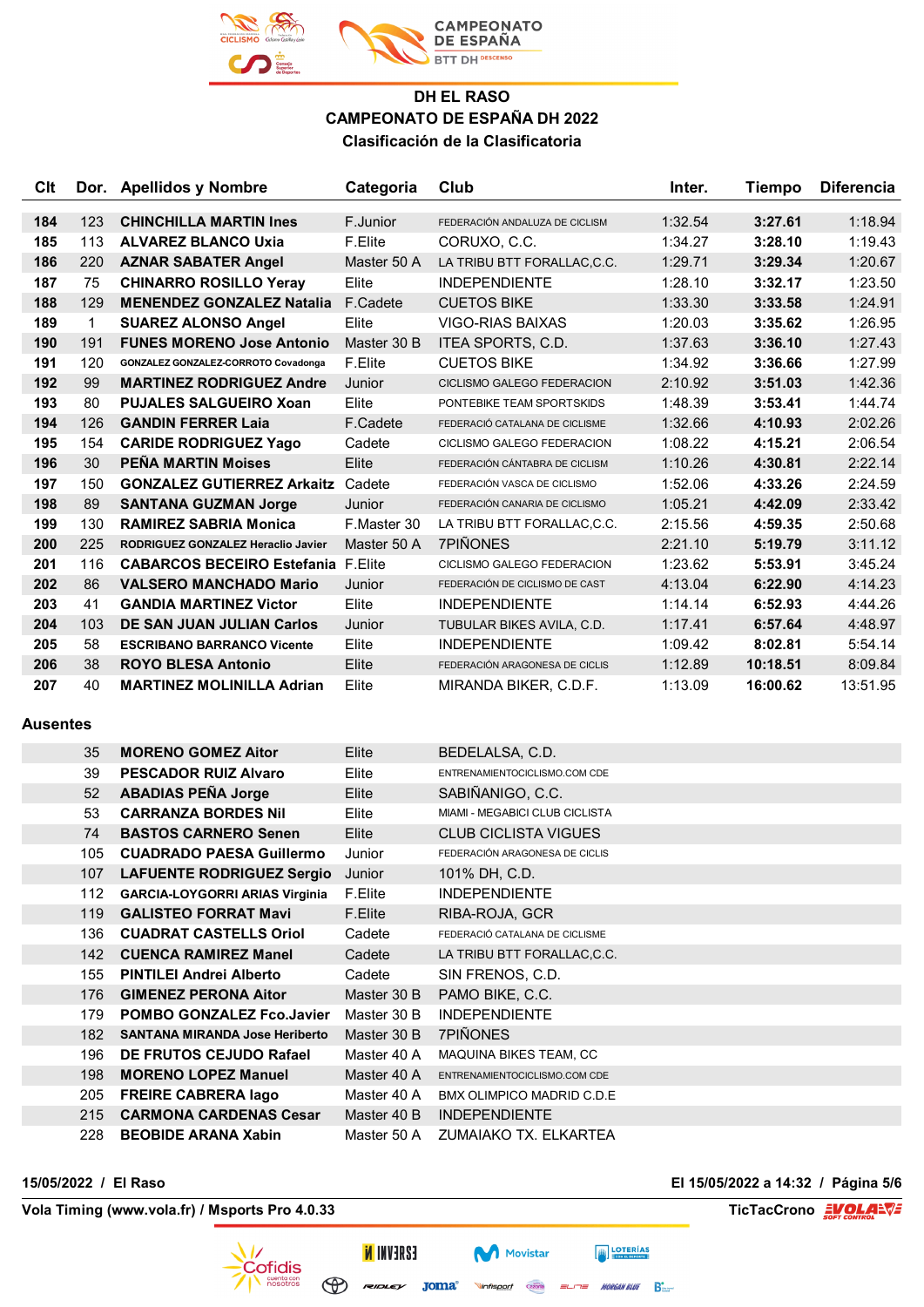**DH EL RASO**
**CAMPEONATO DE ESPAÑA DH 2022**
**Clasificación de la Clasificatoria**

| Clt | Dor. | Apellidos y Nombre | Categoria | Club | Inter. | Tiempo | Diferencia |
|---|---|---|---|---|---|---|---|
| 184 | 123 | CHINCHILLA MARTIN Ines | F.Junior | FEDERACIÓN ANDALUZA DE CICLISM | 1:32.54 | 3:27.61 | 1:18.94 |
| 185 | 113 | ALVAREZ BLANCO Uxia | F.Elite | CORUXO, C.C. | 1:34.27 | 3:28.10 | 1:19.43 |
| 186 | 220 | AZNAR SABATER Angel | Master 50 A | LA TRIBU BTT FORALLAC,C.C. | 1:29.71 | 3:29.34 | 1:20.67 |
| 187 | 75 | CHINARRO ROSILLO Yeray | Elite | INDEPENDIENTE | 1:28.10 | 3:32.17 | 1:23.50 |
| 188 | 129 | MENENDEZ GONZALEZ Natalia | F.Cadete | CUETOS BIKE | 1:33.30 | 3:33.58 | 1:24.91 |
| 189 | 1 | SUAREZ ALONSO Angel | Elite | VIGO-RIAS BAIXAS | 1:20.03 | 3:35.62 | 1:26.95 |
| 190 | 191 | FUNES MORENO Jose Antonio | Master 30 B | ITEA SPORTS, C.D. | 1:37.63 | 3:36.10 | 1:27.43 |
| 191 | 120 | GONZALEZ GONZALEZ-CORROTO Covadonga | F.Elite | CUETOS BIKE | 1:34.92 | 3:36.66 | 1:27.99 |
| 192 | 99 | MARTINEZ RODRIGUEZ Andre | Junior | CICLISMO GALEGO FEDERACION | 2:10.92 | 3:51.03 | 1:42.36 |
| 193 | 80 | PUJALES SALGUEIRO Xoan | Elite | PONTEBIKE TEAM SPORTSKIDS | 1:48.39 | 3:53.41 | 1:44.74 |
| 194 | 126 | GANDIN FERRER Laia | F.Cadete | FEDERACIÓ CATALANA DE CICLISME | 1:32.66 | 4:10.93 | 2:02.26 |
| 195 | 154 | CARIDE RODRIGUEZ Yago | Cadete | CICLISMO GALEGO FEDERACION | 1:08.22 | 4:15.21 | 2:06.54 |
| 196 | 30 | PEÑA MARTIN Moises | Elite | FEDERACIÓN CÁNTABRA DE CICLISM | 1:10.26 | 4:30.81 | 2:22.14 |
| 197 | 150 | GONZALEZ GUTIERREZ Arkaitz | Cadete | FEDERACIÓN VASCA DE CICLISMO | 1:52.06 | 4:33.26 | 2:24.59 |
| 198 | 89 | SANTANA GUZMAN Jorge | Junior | FEDERACIÓN CANARIA DE CICLISMO | 1:05.21 | 4:42.09 | 2:33.42 |
| 199 | 130 | RAMIREZ SABRIA Monica | F.Master 30 | LA TRIBU BTT FORALLAC,C.C. | 2:15.56 | 4:59.35 | 2:50.68 |
| 200 | 225 | RODRIGUEZ GONZALEZ Heraclio Javier | Master 50 A | 7PIÑONES | 2:21.10 | 5:19.79 | 3:11.12 |
| 201 | 116 | CABARCOS BECEIRO Estefania | F.Elite | CICLISMO GALEGO FEDERACION | 1:23.62 | 5:53.91 | 3:45.24 |
| 202 | 86 | VALSERO MANCHADO Mario | Junior | FEDERACIÓN DE CICLISMO DE CAST | 4:13.04 | 6:22.90 | 4:14.23 |
| 203 | 41 | GANDIA MARTINEZ Victor | Elite | INDEPENDIENTE | 1:14.14 | 6:52.93 | 4:44.26 |
| 204 | 103 | DE SAN JUAN JULIAN Carlos | Junior | TUBULAR BIKES AVILA, C.D. | 1:17.41 | 6:57.64 | 4:48.97 |
| 205 | 58 | ESCRIBANO BARRANCO Vicente | Elite | INDEPENDIENTE | 1:09.42 | 8:02.81 | 5:54.14 |
| 206 | 38 | ROYO BLESA Antonio | Elite | FEDERACIÓN ARAGONESA DE CICLIS | 1:12.89 | 10:18.51 | 8:09.84 |
| 207 | 40 | MARTINEZ MOLINILLA Adrian | Elite | MIRANDA BIKER, C.D.F. | 1:13.09 | 16:00.62 | 13:51.95 |

**Ausentes**

| Dor. | Apellidos y Nombre | Categoria | Club |
|---|---|---|---|
| 35 | MORENO GOMEZ Aitor | Elite | BEDELALSA, C.D. |
| 39 | PESCADOR RUIZ Alvaro | Elite | ENTRENAMIENTOCICLISMO.COM CDE |
| 52 | ABADIAS PEÑA Jorge | Elite | SABIÑANIGO, C.C. |
| 53 | CARRANZA BORDES Nil | Elite | MIAMI - MEGABICI CLUB CICLISTA |
| 74 | BASTOS CAMPOS Senen | Elite | CLUB CICLISTA VIGUES |
| 105 | CUADRADO PAESA Guillermo | Junior | FEDERACIÓN ARAGONESA DE CICLIS |
| 107 | LAFUENTE RODRIGUEZ Sergio | Junior | 101% DH, C.D. |
| 112 | GARCIA-LOYGORRI ARIAS Virginia | F.Elite | INDEPENDIENTE |
| 119 | GALISTEO FORRAT Mavi | F.Elite | RIBA-ROJA, GCR |
| 136 | CUADRAT CASTELLS Oriol | Cadete | FEDERACIÓ CATALANA DE CICLISME |
| 142 | CUENCA RAMIREZ Manel | Cadete | LA TRIBU BTT FORALLAC,C.C. |
| 155 | PINTILEI Andrei Alberto | Cadete | SIN FRENOS, C.D. |
| 176 | GIMENEZ PERONA Aitor | Master 30 B | PAMO BIKE, C.C. |
| 179 | POMBO GONZALEZ Fco.Javier | Master 30 B | INDEPENDIENTE |
| 182 | SANTANA MIRANDA Jose Heriberto | Master 30 B | 7PIÑONES |
| 196 | DE FRUTOS CEJUDO Rafael | Master 40 A | MAQUINA BIKES TEAM, CC |
| 198 | MORENO LOPEZ Manuel | Master 40 A | ENTRENAMIENTOCICLISMO.COM CDE |
| 205 | FREIRE CABRERA Iago | Master 40 A | BMX OLIMPICO MADRID C.D.E |
| 215 | CARMONA CARDENAS Cesar | Master 40 B | INDEPENDIENTE |
| 228 | BEOBIDE ARANA Xabin | Master 50 A | ZUMAIAKO TX. ELKARTEA |

**15/05/2022 / El Raso** — **El 15/05/2022 a 14:32**

**Vola Timing (www.vola.fr) / Msports Pro 4.0.33** — TicTacCrono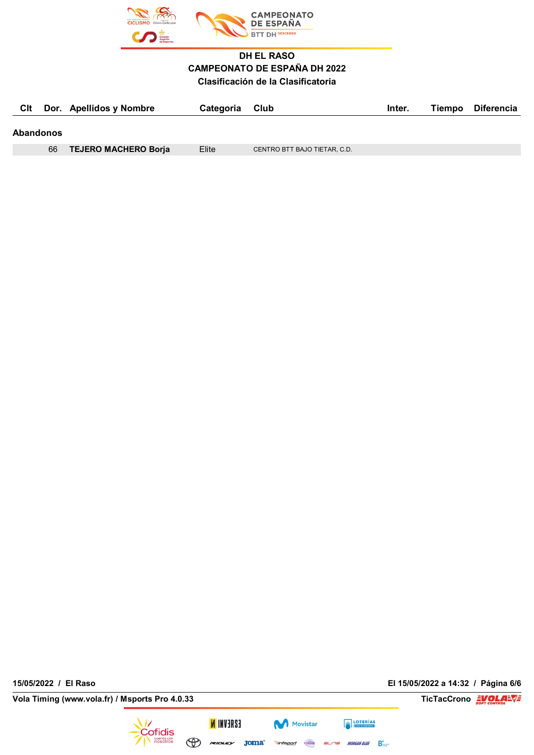**DH EL RASO**
**CAMPEONATO DE ESPAÑA DH 2022**
**Clasificación de la Clasificatoria**

| Clt | Dor. | Apellidos y Nombre | Categoria | Club | Inter. | Tiempo | Diferencia |
|---|---|---|---|---|---|---|---|
| **Abandonos** | | | | | | | |
| | 66 | **TEJERO MACHERO Borja** | Elite | CENTRO BTT BAJO TIETAR, C.D. | | | |

15/05/2022 / El Raso

El 15/05/2022 a 14:32

Vola Timing (www.vola.fr) / Msports Pro 4.0.33

TicTacCrono